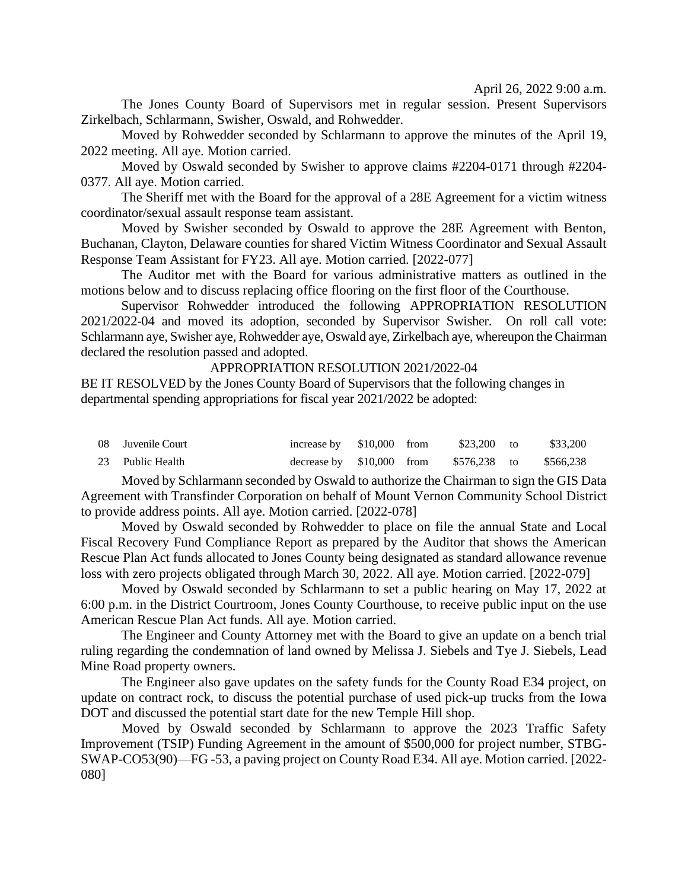April 26, 2022 9:00 a.m.

The Jones County Board of Supervisors met in regular session. Present Supervisors Zirkelbach, Schlarmann, Swisher, Oswald, and Rohwedder.

Moved by Rohwedder seconded by Schlarmann to approve the minutes of the April 19, 2022 meeting. All aye. Motion carried.

Moved by Oswald seconded by Swisher to approve claims #2204-0171 through #2204-0377. All aye. Motion carried.

The Sheriff met with the Board for the approval of a 28E Agreement for a victim witness coordinator/sexual assault response team assistant.

Moved by Swisher seconded by Oswald to approve the 28E Agreement with Benton, Buchanan, Clayton, Delaware counties for shared Victim Witness Coordinator and Sexual Assault Response Team Assistant for FY23. All aye. Motion carried. [2022-077]

The Auditor met with the Board for various administrative matters as outlined in the motions below and to discuss replacing office flooring on the first floor of the Courthouse.

Supervisor Rohwedder introduced the following APPROPRIATION RESOLUTION 2021/2022-04 and moved its adoption, seconded by Supervisor Swisher. On roll call vote: Schlarmann aye, Swisher aye, Rohwedder aye, Oswald aye, Zirkelbach aye, whereupon the Chairman declared the resolution passed and adopted.

APPROPRIATION RESOLUTION 2021/2022-04

BE IT RESOLVED by the Jones County Board of Supervisors that the following changes in departmental spending appropriations for fiscal year 2021/2022 be adopted:

| | | | | | | | |
|---|---|---|---|---|---|---|---|
| 08 | Juvenile Court | increase by | $10,000 | from | $23,200 | to | $33,200 |
| 23 | Public Health | decrease by | $10,000 | from | $576,238 | to | $566,238 |

Moved by Schlarmann seconded by Oswald to authorize the Chairman to sign the GIS Data Agreement with Transfinder Corporation on behalf of Mount Vernon Community School District to provide address points. All aye. Motion carried. [2022-078]

Moved by Oswald seconded by Rohwedder to place on file the annual State and Local Fiscal Recovery Fund Compliance Report as prepared by the Auditor that shows the American Rescue Plan Act funds allocated to Jones County being designated as standard allowance revenue loss with zero projects obligated through March 30, 2022. All aye. Motion carried. [2022-079]

Moved by Oswald seconded by Schlarmann to set a public hearing on May 17, 2022 at 6:00 p.m. in the District Courtroom, Jones County Courthouse, to receive public input on the use American Rescue Plan Act funds. All aye. Motion carried.

The Engineer and County Attorney met with the Board to give an update on a bench trial ruling regarding the condemnation of land owned by Melissa J. Siebels and Tye J. Siebels, Lead Mine Road property owners.

The Engineer also gave updates on the safety funds for the County Road E34 project, on update on contract rock, to discuss the potential purchase of used pick-up trucks from the Iowa DOT and discussed the potential start date for the new Temple Hill shop.

Moved by Oswald seconded by Schlarmann to approve the 2023 Traffic Safety Improvement (TSIP) Funding Agreement in the amount of $500,000 for project number, STBG-SWAP-CO53(90)—FG -53, a paving project on County Road E34. All aye. Motion carried. [2022-080]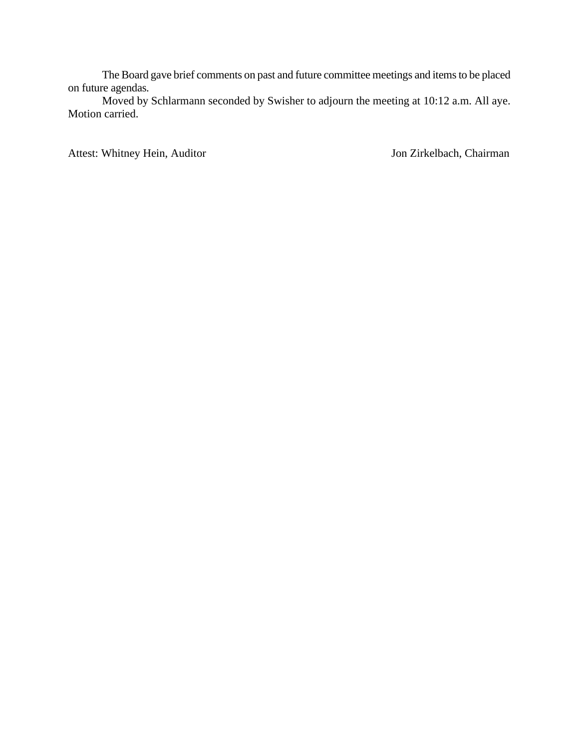The Board gave brief comments on past and future committee meetings and items to be placed on future agendas.

Moved by Schlarmann seconded by Swisher to adjourn the meeting at 10:12 a.m. All aye. Motion carried.

Attest: Whitney Hein, Auditor                                                    Jon Zirkelbach, Chairman